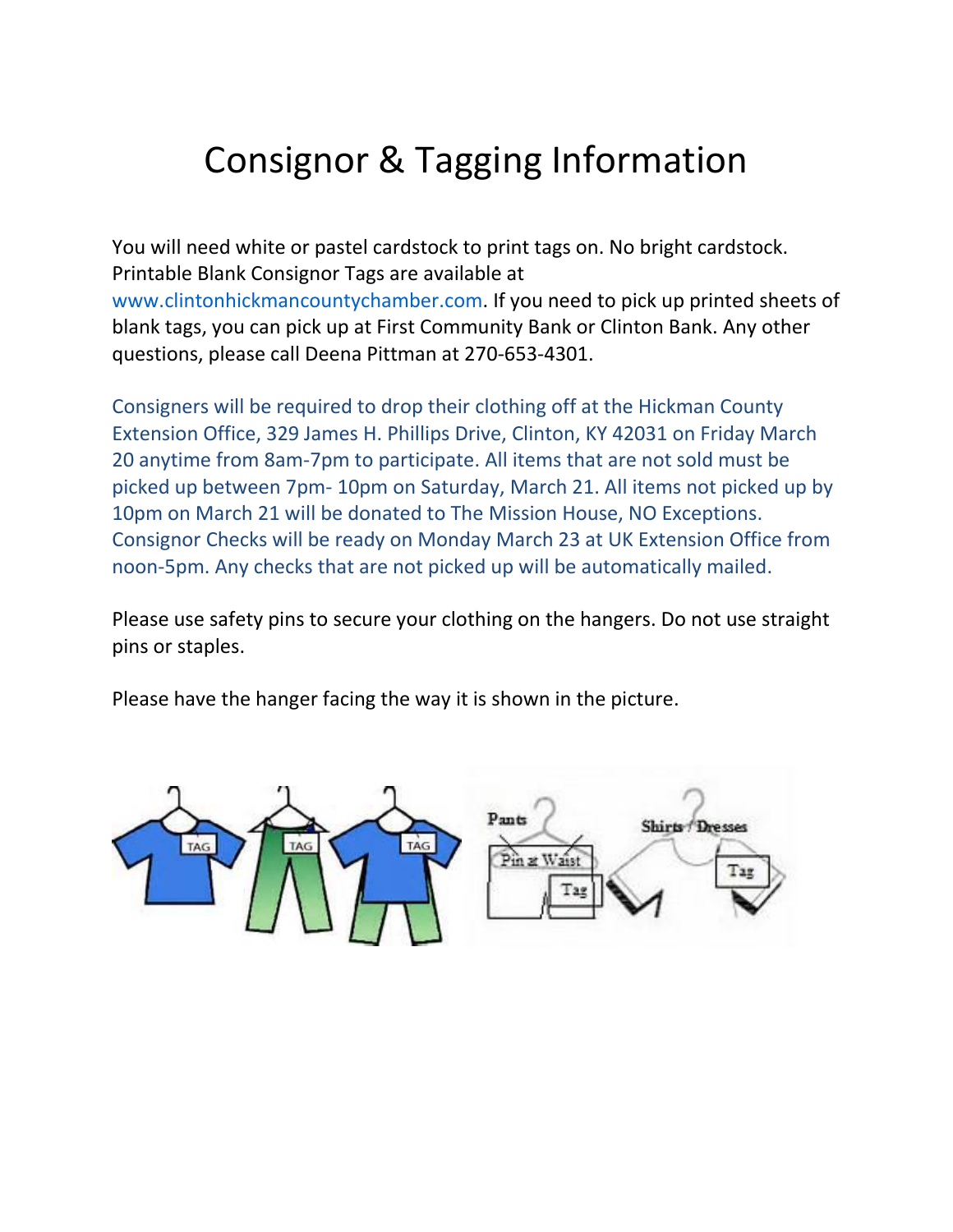# Consignor & Tagging Information

You will need white or pastel cardstock to print tags on. No bright cardstock. Printable Blank Consignor Tags are available at www.clintonhickmancountychamber.com. If you need to pick up printed sheets of blank tags, you can pick up at First Community Bank or Clinton Bank. Any other questions, please call Deena Pittman at 270-653-4301.

Consigners will be required to drop their clothing off at the Hickman County Extension Office, 329 James H. Phillips Drive, Clinton, KY 42031 on Friday March 20 anytime from 8am-7pm to participate. All items that are not sold must be picked up between 7pm- 10pm on Saturday, March 21. All items not picked up by 10pm on March 21 will be donated to The Mission House, NO Exceptions. Consignor Checks will be ready on Monday March 23 at UK Extension Office from noon-5pm. Any checks that are not picked up will be automatically mailed.

Please use safety pins to secure your clothing on the hangers. Do not use straight pins or staples.

Please have the hanger facing the way it is shown in the picture.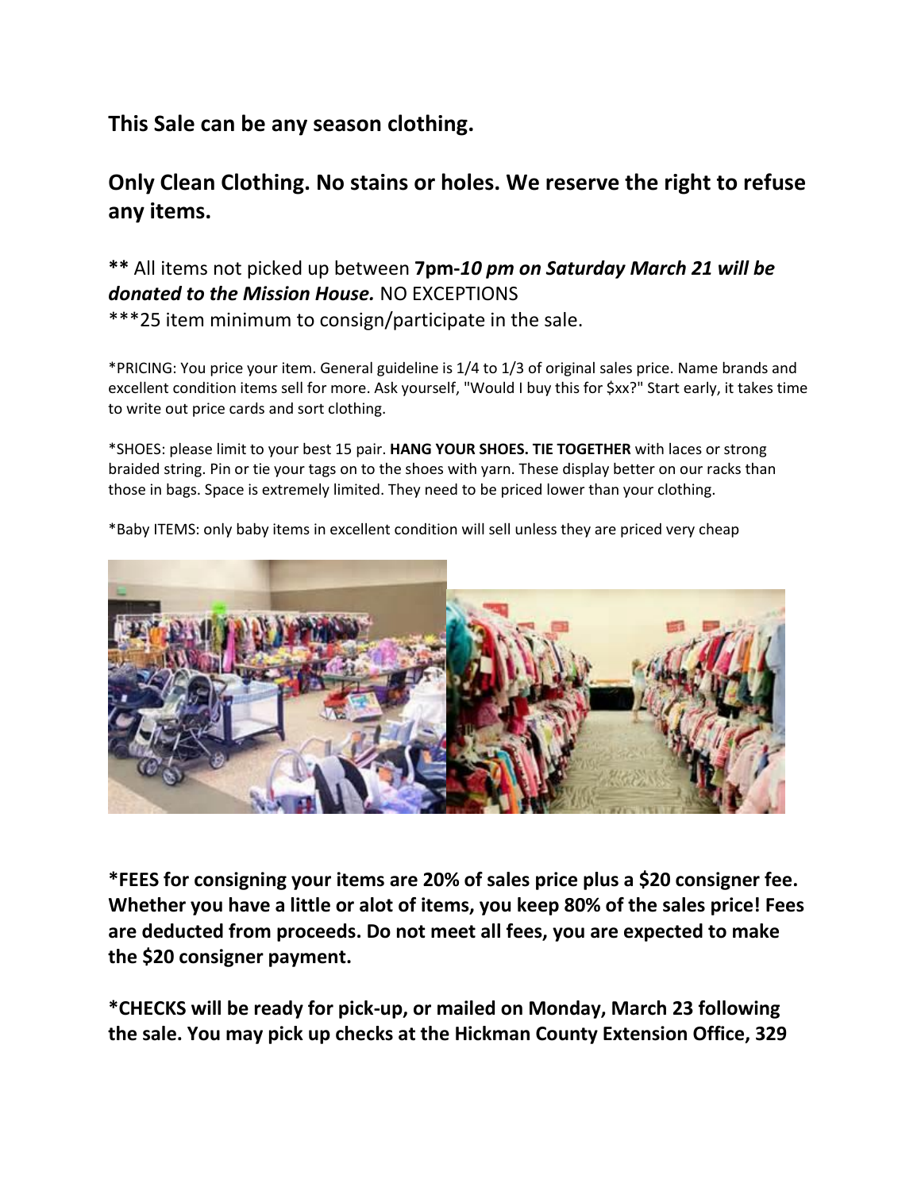**This Sale can be any season clothing.**

**Only Clean Clothing. No stains or holes. We reserve the right to refuse any items.**

**\*\*** All items not picked up between **7pm-*10 pm on Saturday March 21 will be donated to the Mission House.*** NO EXCEPTIONS

\*\*\*25 item minimum to consign/participate in the sale.

\*PRICING: You price your item. General guideline is 1/4 to 1/3 of original sales price. Name brands and excellent condition items sell for more. Ask yourself, "Would I buy this for $xx?" Start early, it takes time to write out price cards and sort clothing.

\*SHOES: please limit to your best 15 pair. **HANG YOUR SHOES. TIE TOGETHER** with laces or strong braided string. Pin or tie your tags on to the shoes with yarn. These display better on our racks than those in bags. Space is extremely limited. They need to be priced lower than your clothing.

\*Baby ITEMS: only baby items in excellent condition will sell unless they are priced very cheap

**\*FEES for consigning your items are 20% of sales price plus a $20 consigner fee. Whether you have a little or alot of items, you keep 80% of the sales price! Fees are deducted from proceeds. Do not meet all fees, you are expected to make the $20 consigner payment.**

**\*CHECKS will be ready for pick-up, or mailed on Monday, March 23 following the sale. You may pick up checks at the Hickman County Extension Office, 329**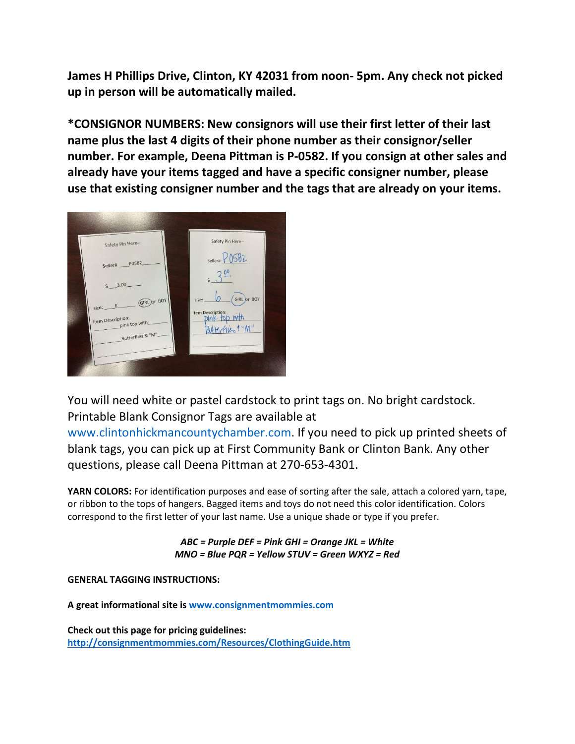**James H Phillips Drive, Clinton, KY 42031 from noon- 5pm. Any check not picked up in person will be automatically mailed.**

***CONSIGNOR NUMBERS: New consignors will use their first letter of their last name plus the last 4 digits of their phone number as their consignor/seller number. For example, Deena Pittman is P-0582. If you consign at other sales and already have your items tagged and have a specific consigner number, please use that existing consigner number and the tags that are already on your items.**

You will need white or pastel cardstock to print tags on. No bright cardstock. Printable Blank Consignor Tags are available at www.clintonhickmancountychamber.com. If you need to pick up printed sheets of blank tags, you can pick up at First Community Bank or Clinton Bank. Any other questions, please call Deena Pittman at 270-653-4301.

**YARN COLORS:** For identification purposes and ease of sorting after the sale, attach a colored yarn, tape, or ribbon to the tops of hangers. Bagged items and toys do not need this color identification. Colors correspond to the first letter of your last name. Use a unique shade or type if you prefer.

***ABC = Purple DEF = Pink GHI = Orange JKL = White***
***MNO = Blue PQR = Yellow STUV = Green WXYZ = Red***

**GENERAL TAGGING INSTRUCTIONS:**

**A great informational site is www.consignmentmommies.com**

**Check out this page for pricing guidelines:**
**http://consignmentmommies.com/Resources/ClothingGuide.htm**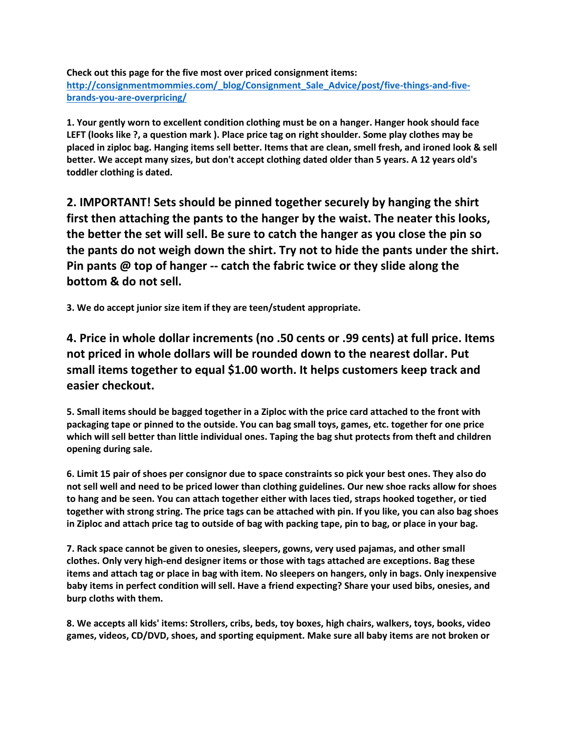**Check out this page for the five most over priced consignment items:**
**[http://consignmentmommies.com/_blog/Consignment_Sale_Advice/post/five-things-and-five-brands-you-are-overpricing/](http://consignmentmommies.com/_blog/Consignment_Sale_Advice/post/five-things-and-five-brands-you-are-overpricing/)**

**1. Your gently worn to excellent condition clothing must be on a hanger. Hanger hook should face LEFT (looks like ?, a question mark ). Place price tag on right shoulder. Some play clothes may be placed in ziploc bag. Hanging items sell better. Items that are clean, smell fresh, and ironed look & sell better. We accept many sizes, but don't accept clothing dated older than 5 years. A 12 years old's toddler clothing is dated.**

**2. IMPORTANT! Sets should be pinned together securely by hanging the shirt first then attaching the pants to the hanger by the waist. The neater this looks, the better the set will sell. Be sure to catch the hanger as you close the pin so the pants do not weigh down the shirt. Try not to hide the pants under the shirt. Pin pants @ top of hanger -- catch the fabric twice or they slide along the bottom & do not sell.**

**3. We do accept junior size item if they are teen/student appropriate.**

**4. Price in whole dollar increments (no .50 cents or .99 cents) at full price. Items not priced in whole dollars will be rounded down to the nearest dollar. Put small items together to equal $1.00 worth. It helps customers keep track and easier checkout.**

**5. Small items should be bagged together in a Ziploc with the price card attached to the front with packaging tape or pinned to the outside. You can bag small toys, games, etc. together for one price which will sell better than little individual ones. Taping the bag shut protects from theft and children opening during sale.**

**6. Limit 15 pair of shoes per consignor due to space constraints so pick your best ones. They also do not sell well and need to be priced lower than clothing guidelines. Our new shoe racks allow for shoes to hang and be seen. You can attach together either with laces tied, straps hooked together, or tied together with strong string. The price tags can be attached with pin. If you like, you can also bag shoes in Ziploc and attach price tag to outside of bag with packing tape, pin to bag, or place in your bag.**

**7. Rack space cannot be given to onesies, sleepers, gowns, very used pajamas, and other small clothes. Only very high-end designer items or those with tags attached are exceptions. Bag these items and attach tag or place in bag with item. No sleepers on hangers, only in bags. Only inexpensive baby items in perfect condition will sell. Have a friend expecting? Share your used bibs, onesies, and burp cloths with them.**

**8. We accepts all kids' items: Strollers, cribs, beds, toy boxes, high chairs, walkers, toys, books, video games, videos, CD/DVD, shoes, and sporting equipment. Make sure all baby items are not broken or**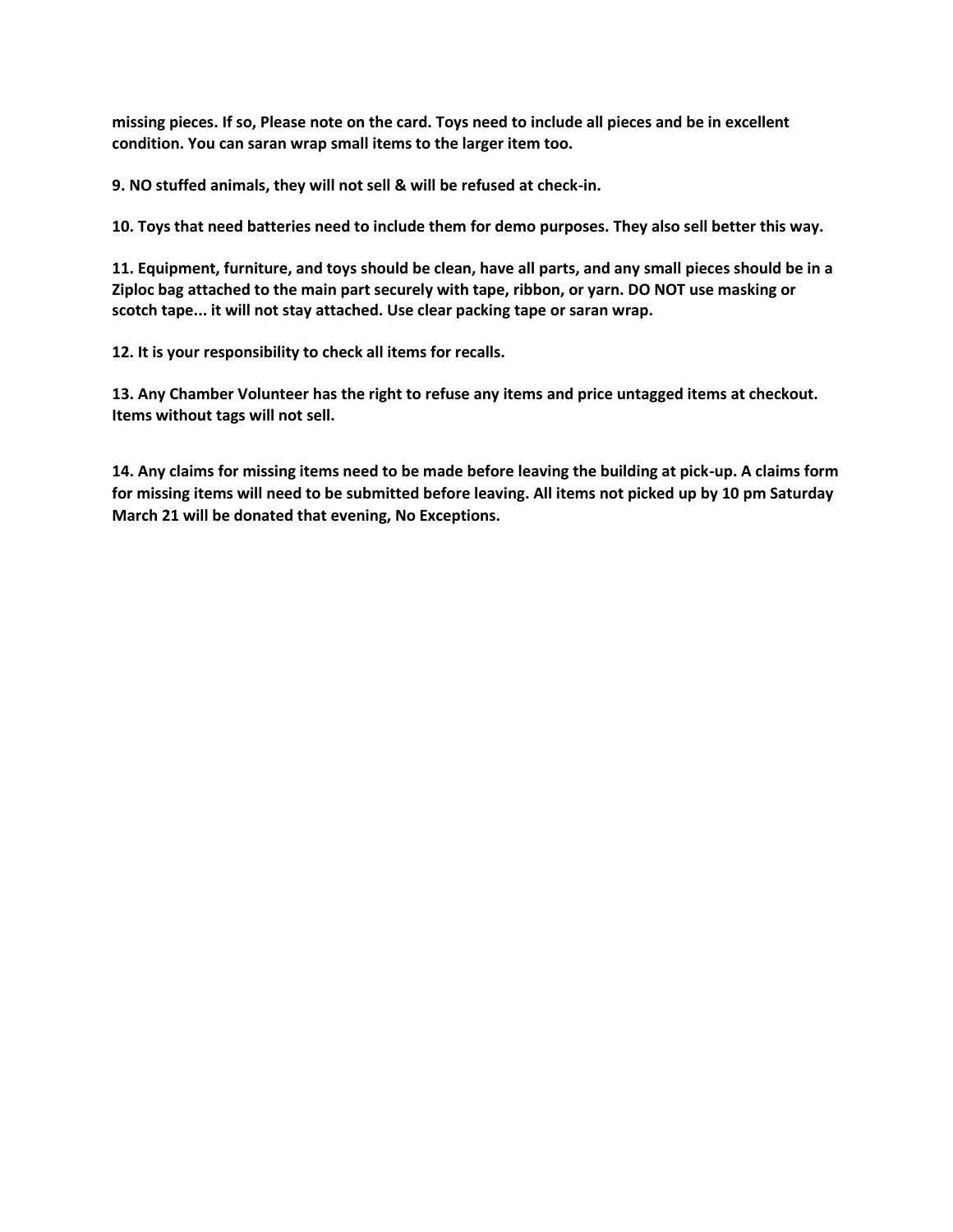**missing pieces. If so, Please note on the card. Toys need to include all pieces and be in excellent condition. You can saran wrap small items to the larger item too.**

**9. NO stuffed animals, they will not sell & will be refused at check-in.**

**10. Toys that need batteries need to include them for demo purposes. They also sell better this way.**

**11. Equipment, furniture, and toys should be clean, have all parts, and any small pieces should be in a Ziploc bag attached to the main part securely with tape, ribbon, or yarn. DO NOT use masking or scotch tape... it will not stay attached. Use clear packing tape or saran wrap.**

**12. It is your responsibility to check all items for recalls.**

**13. Any Chamber Volunteer has the right to refuse any items and price untagged items at checkout. Items without tags will not sell.**

**14. Any claims for missing items need to be made before leaving the building at pick-up. A claims form for missing items will need to be submitted before leaving. All items not picked up by 10 pm Saturday March 21 will be donated that evening, No Exceptions.**